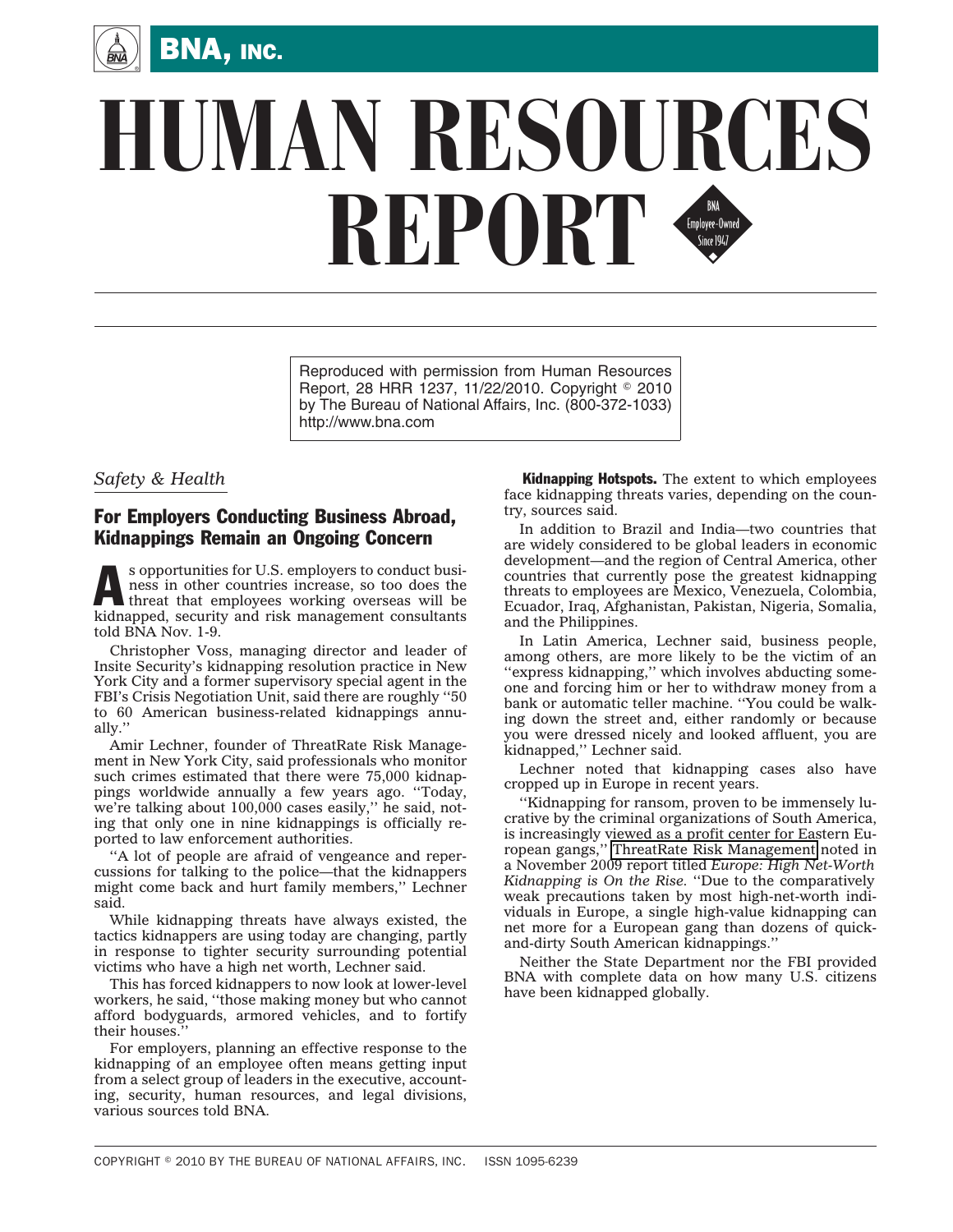# HUMAN RESOURCES REPORT

Reproduced with permission from Human Resources Report, 28 HRR 1237, 11/22/2010. Copyright © 2010 by The Bureau of National Affairs, Inc. (800-372-1033) http://www.bna.com

*Safety & Health*

## For Employers Conducting Business Abroad, Kidnappings Remain an Ongoing Concern

As opportunities for U.S. employers to conduct business in other countries increase, so too does the threat that employees working overseas will be kidnapped, security and risk management consultants told BNA Nov. 1-9.

Christopher Voss, managing director and leader of Insite Security's kidnapping resolution practice in New York City and a former supervisory special agent in the FBI's Crisis Negotiation Unit, said there are roughly ''50 to 60 American business-related kidnappings annually.''

Amir Lechner, founder of ThreatRate Risk Management in New York City, said professionals who monitor such crimes estimated that there were 75,000 kidnappings worldwide annually a few years ago. ''Today, we're talking about 100,000 cases easily,'' he said, noting that only one in nine kidnappings is officially reported to law enforcement authorities.

''A lot of people are afraid of vengeance and repercussions for talking to the police—that the kidnappers might come back and hurt family members,'' Lechner said.

While kidnapping threats have always existed, the tactics kidnappers are using today are changing, partly in response to tighter security surrounding potential victims who have a high net worth, Lechner said.

This has forced kidnappers to now look at lower-level workers, he said, ''those making money but who cannot afford bodyguards, armored vehicles, and to fortify their houses.''

For employers, planning an effective response to the kidnapping of an employee often means getting input from a select group of leaders in the executive, accounting, security, human resources, and legal divisions, various sources told BNA.

**Kidnapping Hotspots.** The extent to which employees face kidnapping threats varies, depending on the country, sources said.

In addition to Brazil and India—two countries that are widely considered to be global leaders in economic development—and the region of Central America, other countries that currently pose the greatest kidnapping threats to employees are Mexico, Venezuela, Colombia, Ecuador, Iraq, Afghanistan, Pakistan, Nigeria, Somalia, and the Philippines.

In Latin America, Lechner said, business people, among others, are more likely to be the victim of an ''express kidnapping,'' which involves abducting someone and forcing him or her to withdraw money from a bank or automatic teller machine. ''You could be walking down the street and, either randomly or because you were dressed nicely and looked affluent, you are kidnapped,'' Lechner said.

Lechner noted that kidnapping cases also have cropped up in Europe in recent years.

''Kidnapping for ransom, proven to be immensely lucrative by the criminal organizations of South America, is increasingly viewed as a profit center for Eastern European gangs,'' ThreatRate Risk Management noted in a November 2009 report titled *Europe: High Net-Worth Kidnapping is On the Rise.* ''Due to the comparatively weak precautions taken by most high-net-worth individuals in Europe, a single high-value kidnapping can net more for a European gang than dozens of quick-and-dirty South American kidnappings.''

Neither the State Department nor the FBI provided BNA with complete data on how many U.S. citizens have been kidnapped globally.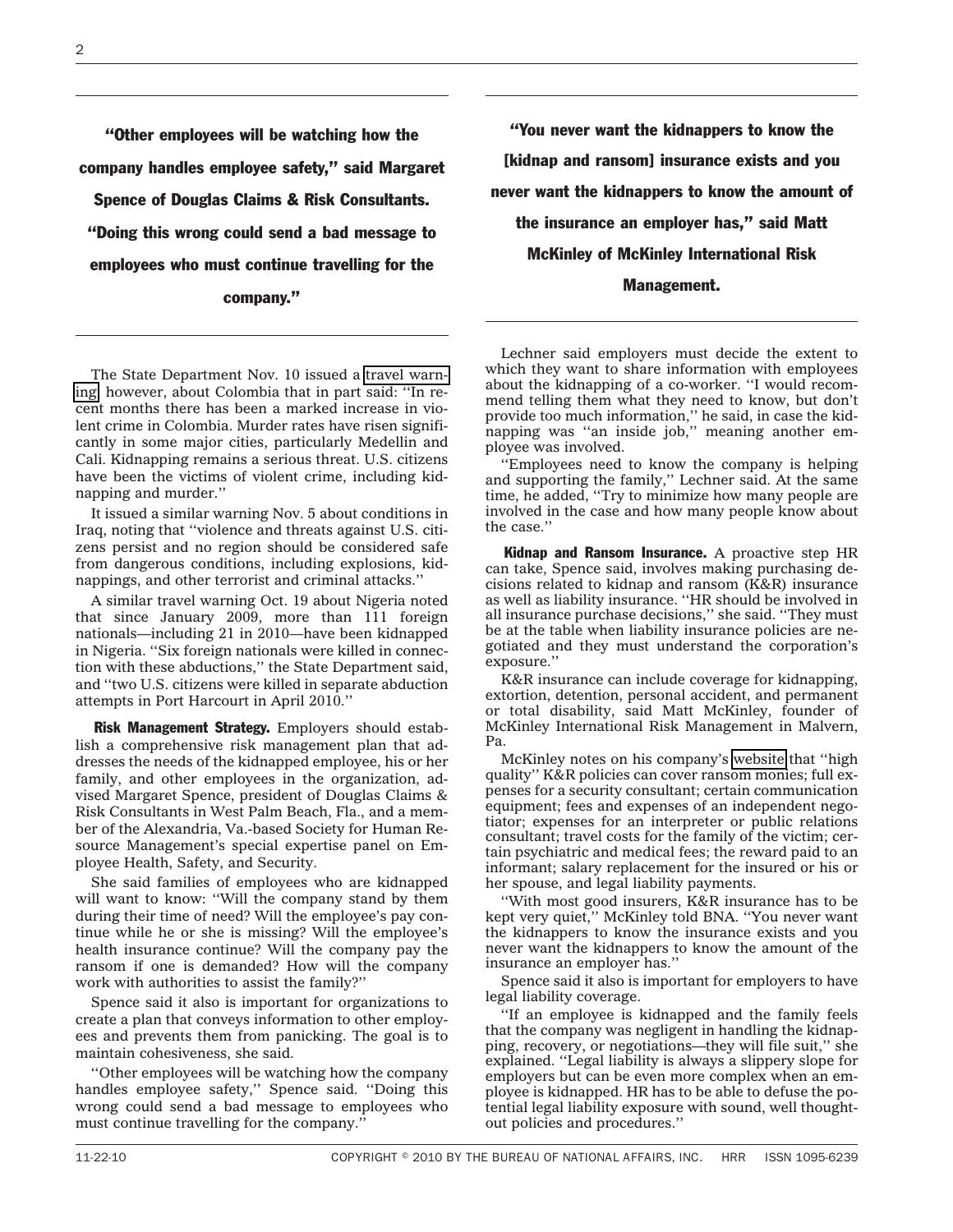**"Other employees will be watching how the company handles employee safety," said Margaret Spence of Douglas Claims & Risk Consultants. "Doing this wrong could send a bad message to employees who must continue travelling for the company."**

The State Department Nov. 10 issued a travel warning, however, about Colombia that in part said: ''In recent months there has been a marked increase in violent crime in Colombia. Murder rates have risen significantly in some major cities, particularly Medellin and Cali. Kidnapping remains a serious threat. U.S. citizens have been the victims of violent crime, including kidnapping and murder.''

It issued a similar warning Nov. 5 about conditions in Iraq, noting that ''violence and threats against U.S. citizens persist and no region should be considered safe from dangerous conditions, including explosions, kidnappings, and other terrorist and criminal attacks.''

A similar travel warning Oct. 19 about Nigeria noted that since January 2009, more than 111 foreign nationals—including 21 in 2010—have been kidnapped in Nigeria. ''Six foreign nationals were killed in connection with these abductions,'' the State Department said, and ''two U.S. citizens were killed in separate abduction attempts in Port Harcourt in April 2010.''

**Risk Management Strategy.** Employers should establish a comprehensive risk management plan that addresses the needs of the kidnapped employee, his or her family, and other employees in the organization, advised Margaret Spence, president of Douglas Claims & Risk Consultants in West Palm Beach, Fla., and a member of the Alexandria, Va.-based Society for Human Resource Management's special expertise panel on Employee Health, Safety, and Security.

She said families of employees who are kidnapped will want to know: ''Will the company stand by them during their time of need? Will the employee's pay continue while he or she is missing? Will the employee's health insurance continue? Will the company pay the ransom if one is demanded? How will the company work with authorities to assist the family?''

Spence said it also is important for organizations to create a plan that conveys information to other employees and prevents them from panicking. The goal is to maintain cohesiveness, she said.

''Other employees will be watching how the company handles employee safety,'' Spence said. ''Doing this wrong could send a bad message to employees who must continue travelling for the company.''

**"You never want the kidnappers to know the [kidnap and ransom] insurance exists and you never want the kidnappers to know the amount of the insurance an employer has," said Matt McKinley of McKinley International Risk Management.**

Lechner said employers must decide the extent to which they want to share information with employees about the kidnapping of a co-worker. ''I would recommend telling them what they need to know, but don't provide too much information,'' he said, in case the kidnapping was ''an inside job,'' meaning another employee was involved.

''Employees need to know the company is helping and supporting the family,'' Lechner said. At the same time, he added, ''Try to minimize how many people are involved in the case and how many people know about the case.''

**Kidnap and Ransom Insurance.** A proactive step HR can take, Spence said, involves making purchasing decisions related to kidnap and ransom (K&R) insurance as well as liability insurance. ''HR should be involved in all insurance purchase decisions,'' she said. ''They must be at the table when liability insurance policies are negotiated and they must understand the corporation's exposure.''

K&R insurance can include coverage for kidnapping, extortion, detention, personal accident, and permanent or total disability, said Matt McKinley, founder of McKinley International Risk Management in Malvern, Pa.

McKinley notes on his company's website that ''high quality'' K&R policies can cover ransom monies; full expenses for a security consultant; certain communication equipment; fees and expenses of an independent negotiator; expenses for an interpreter or public relations consultant; travel costs for the family of the victim; certain psychiatric and medical fees; the reward paid to an informant; salary replacement for the insured or his or her spouse, and legal liability payments.

''With most good insurers, K&R insurance has to be kept very quiet,'' McKinley told BNA. ''You never want the kidnappers to know the insurance exists and you never want the kidnappers to know the amount of the insurance an employer has.''

Spence said it also is important for employers to have legal liability coverage.

''If an employee is kidnapped and the family feels that the company was negligent in handling the kidnapping, recovery, or negotiations—they will file suit,'' she explained. ''Legal liability is always a slippery slope for employers but can be even more complex when an employee is kidnapped. HR has to be able to defuse the potential legal liability exposure with sound, well thought-out policies and procedures.''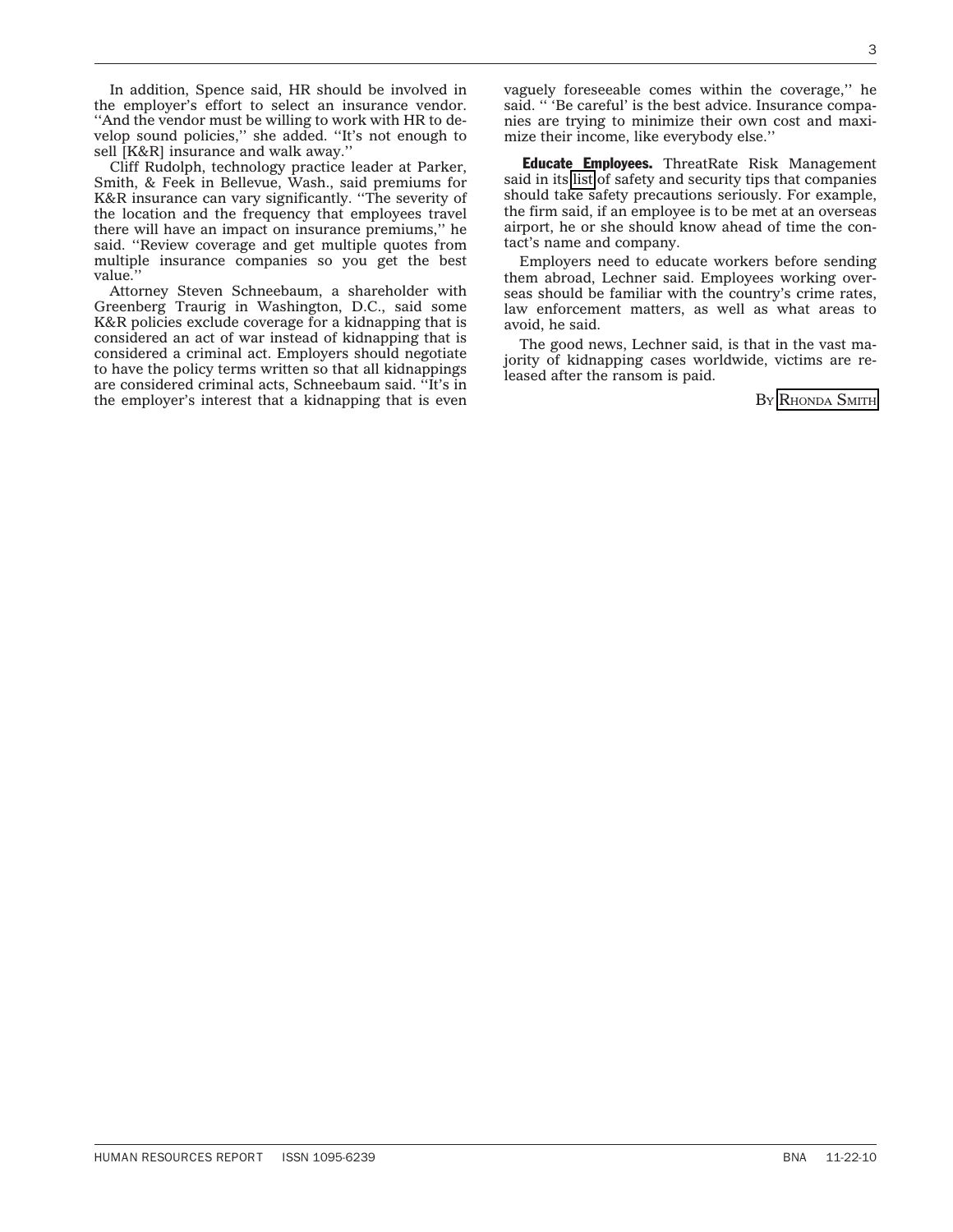In addition, Spence said, HR should be involved in the employer's effort to select an insurance vendor. ''And the vendor must be willing to work with HR to develop sound policies,'' she added. ''It's not enough to sell [K&R] insurance and walk away.''

Cliff Rudolph, technology practice leader at Parker, Smith, & Feek in Bellevue, Wash., said premiums for K&R insurance can vary significantly. ''The severity of the location and the frequency that employees travel there will have an impact on insurance premiums,'' he said. ''Review coverage and get multiple quotes from multiple insurance companies so you get the best value.''

Attorney Steven Schneebaum, a shareholder with Greenberg Traurig in Washington, D.C., said some K&R policies exclude coverage for a kidnapping that is considered an act of war instead of kidnapping that is considered a criminal act. Employers should negotiate to have the policy terms written so that all kidnappings are considered criminal acts, Schneebaum said. ''It's in the employer's interest that a kidnapping that is even vaguely foreseeable comes within the coverage,'' he said. '' 'Be careful' is the best advice. Insurance companies are trying to minimize their own cost and maximize their income, like everybody else.''

**Educate Employees.** ThreatRate Risk Management said in its list of safety and security tips that companies should take safety precautions seriously. For example, the firm said, if an employee is to be met at an overseas airport, he or she should know ahead of time the contact's name and company.

Employers need to educate workers before sending them abroad, Lechner said. Employees working overseas should be familiar with the country's crime rates, law enforcement matters, as well as what areas to avoid, he said.

The good news, Lechner said, is that in the vast majority of kidnapping cases worldwide, victims are released after the ransom is paid.

By Rhonda Smith